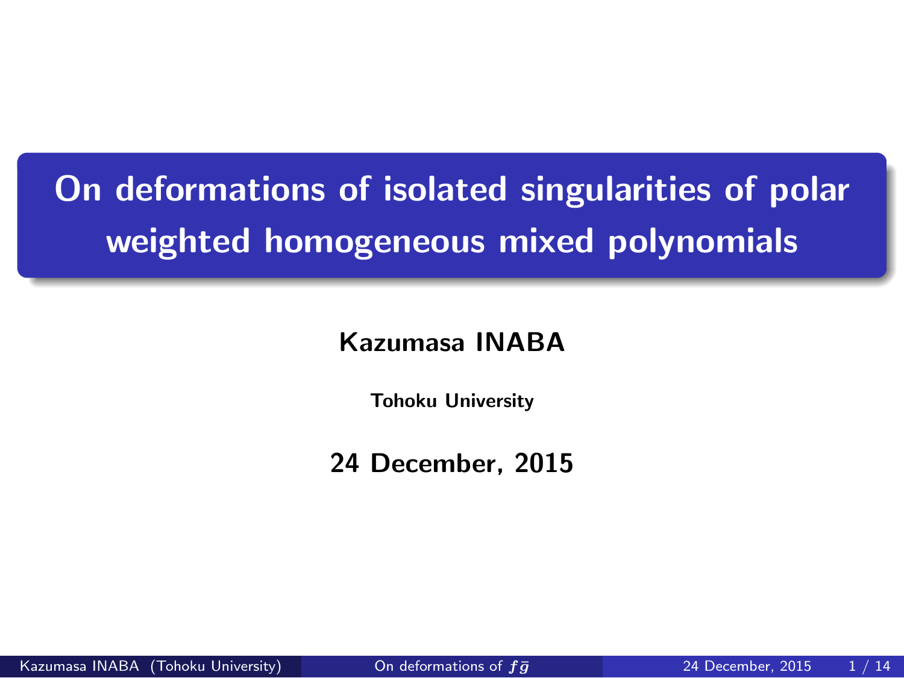# On deformations of isolated singularities of polar weighted homogeneous mixed polynomials

**Kazumasa INABA**

**Tohoku University**

**24 December, 2015**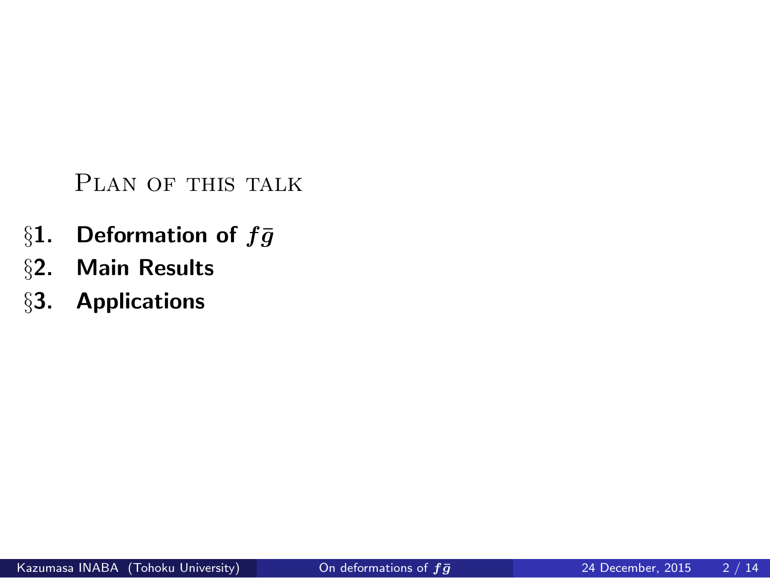## Plan of this talk

**§1. Deformation of $f\bar{g}$**

**§2. Main Results**

**§3. Applications**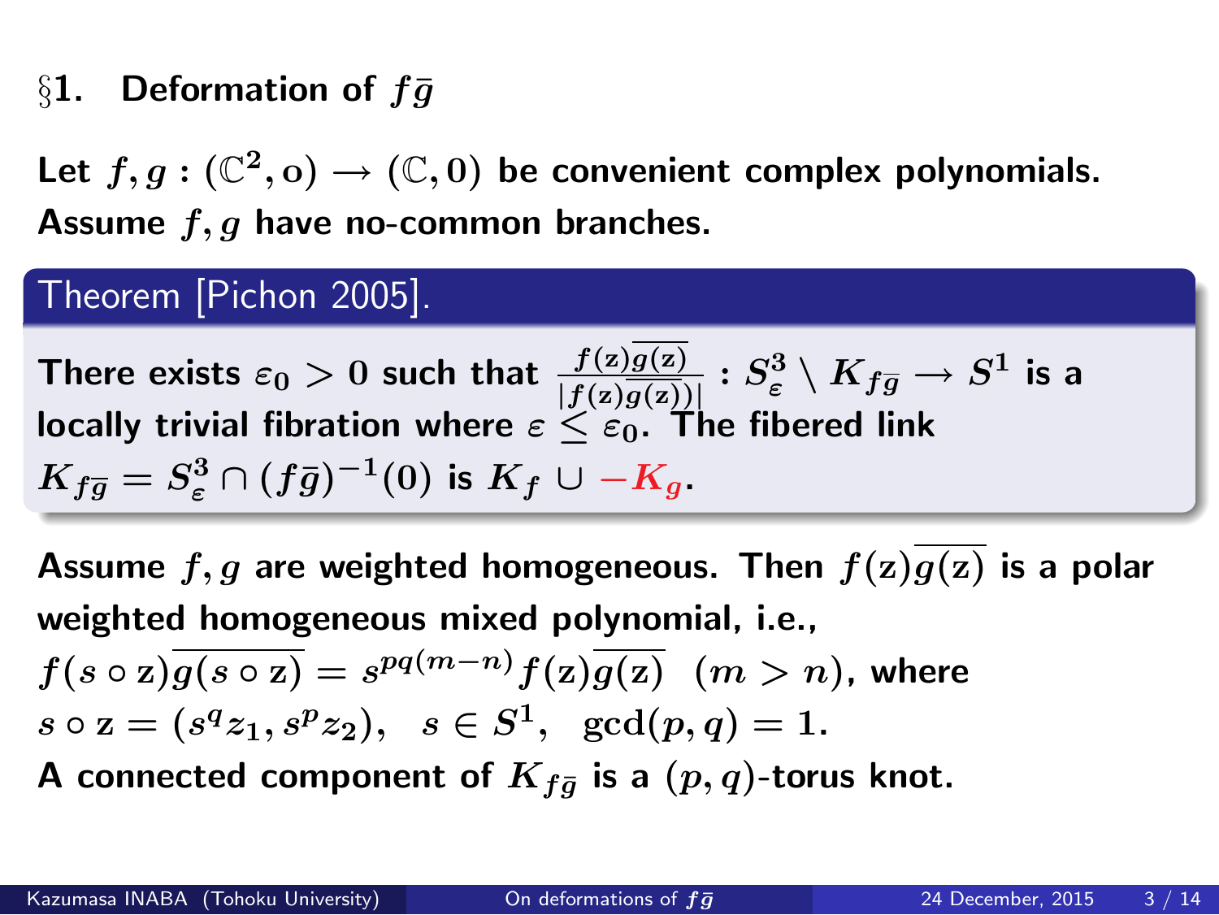## §1. Deformation of $f\bar{g}$

**Let $f, g : (\mathbb{C}^2, \mathrm{o}) \to (\mathbb{C}, 0)$ be convenient complex polynomials. Assume $f, g$ have no-common branches.**

> **Theorem [Pichon 2005].**
>
> **There exists $\varepsilon_0 > 0$ such that $\frac{f(\mathrm{z})\overline{g(\mathrm{z})}}{|f(\mathrm{z})\overline{g(\mathrm{z})}|} : S^3_\varepsilon \setminus K_{f\bar{g}} \to S^1$ is a locally trivial fibration where $\varepsilon \leq \varepsilon_0$. The fibered link $K_{f\bar{g}} = S^3_\varepsilon \cap (f\bar{g})^{-1}(0)$ is $K_f \cup -K_g$.**

**Assume $f, g$ are weighted homogeneous. Then $f(\mathrm{z})\overline{g(\mathrm{z})}$ is a polar weighted homogeneous mixed polynomial, i.e.,**

**$f(s \circ \mathrm{z})\overline{g(s \circ \mathrm{z})} = s^{pq(m-n)} f(\mathrm{z})\overline{g(\mathrm{z})}$ $(m > n)$, where**

**$s \circ \mathrm{z} = (s^q z_1, s^p z_2), \quad s \in S^1, \quad \gcd(p, q) = 1.$**

**A connected component of $K_{f\bar{g}}$ is a $(p, q)$-torus knot.**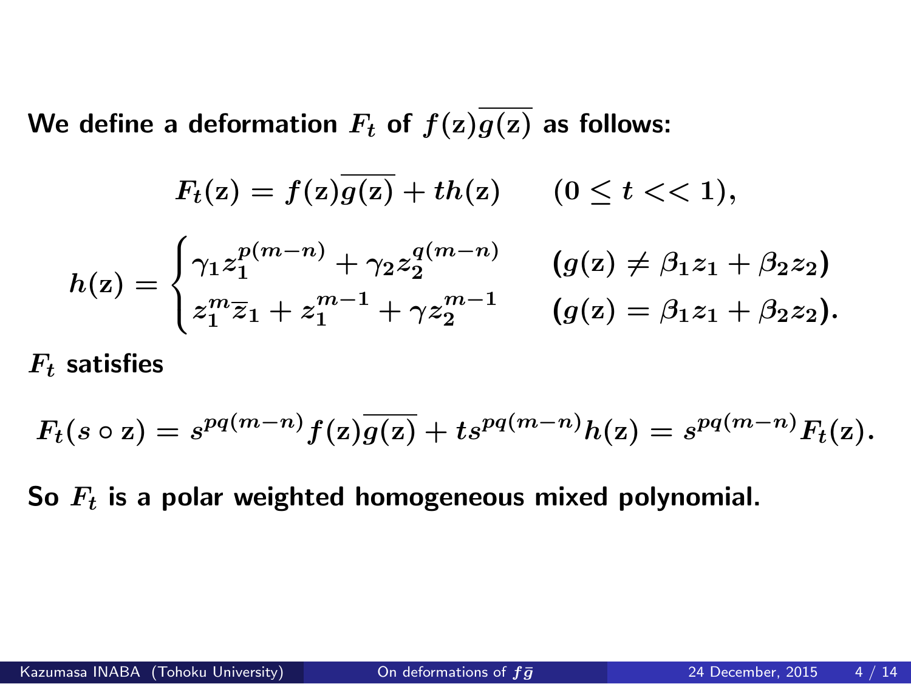We define a deformation $F_t$ of $f(\mathbf{z})\overline{g(\mathbf{z})}$ as follows:

$$F_t(\mathbf{z}) = f(\mathbf{z})\overline{g(\mathbf{z})} + th(\mathbf{z}) \qquad (0 \le t << 1),$$

$$h(\mathbf{z}) = \begin{cases} \gamma_1 z_1^{p(m-n)} + \gamma_2 z_2^{q(m-n)} & (g(\mathbf{z}) \neq \beta_1 z_1 + \beta_2 z_2) \\ z_1^m \overline{z}_1 + z_1^{m-1} + \gamma z_2^{m-1} & (g(\mathbf{z}) = \beta_1 z_1 + \beta_2 z_2). \end{cases}$$

$F_t$ satisfies

$$F_t(s \circ \mathbf{z}) = s^{pq(m-n)} f(\mathbf{z})\overline{g(\mathbf{z})} + ts^{pq(m-n)} h(\mathbf{z}) = s^{pq(m-n)} F_t(\mathbf{z}).$$

So $F_t$ is a polar weighted homogeneous mixed polynomial.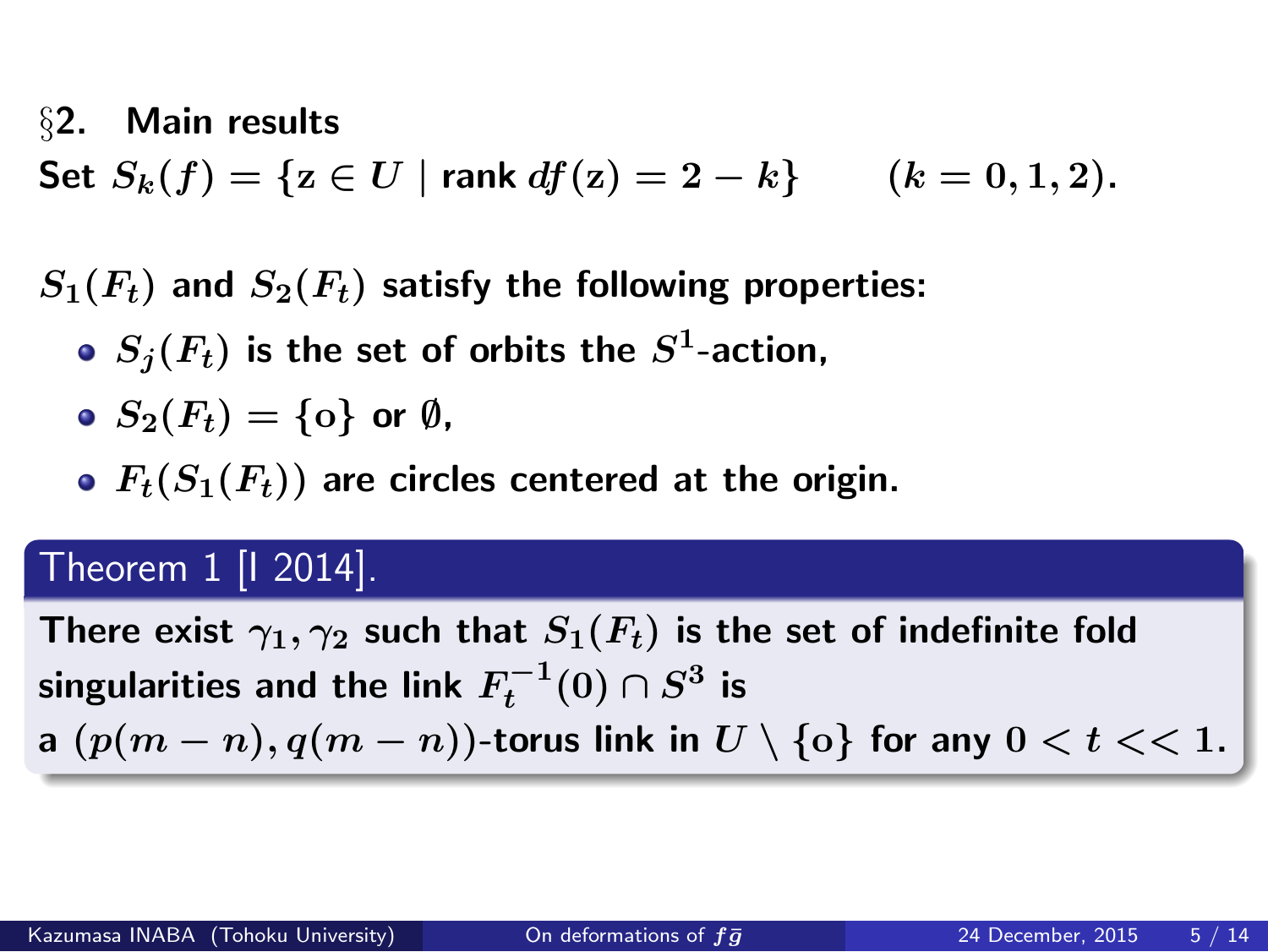## §2. Main results

Set $S_k(f) = \{\mathrm{z} \in U \mid \text{rank } df(\mathrm{z}) = 2 - k\} \qquad (k = 0, 1, 2).$

$S_1(F_t)$ and $S_2(F_t)$ satisfy the following properties:

- $S_j(F_t)$ is the set of orbits the $S^1$-action,
- $S_2(F_t) = \{\mathrm{o}\}$ or $\emptyset$,
- $F_t(S_1(F_t))$ are circles centered at the origin.

**Theorem 1 [I 2014].**

There exist $\gamma_1, \gamma_2$ such that $S_1(F_t)$ is the set of indefinite fold singularities and the link $F_t^{-1}(0) \cap S^3$ is a $(p(m-n), q(m-n))$-torus link in $U \setminus \{\mathrm{o}\}$ for any $0 < t << 1$.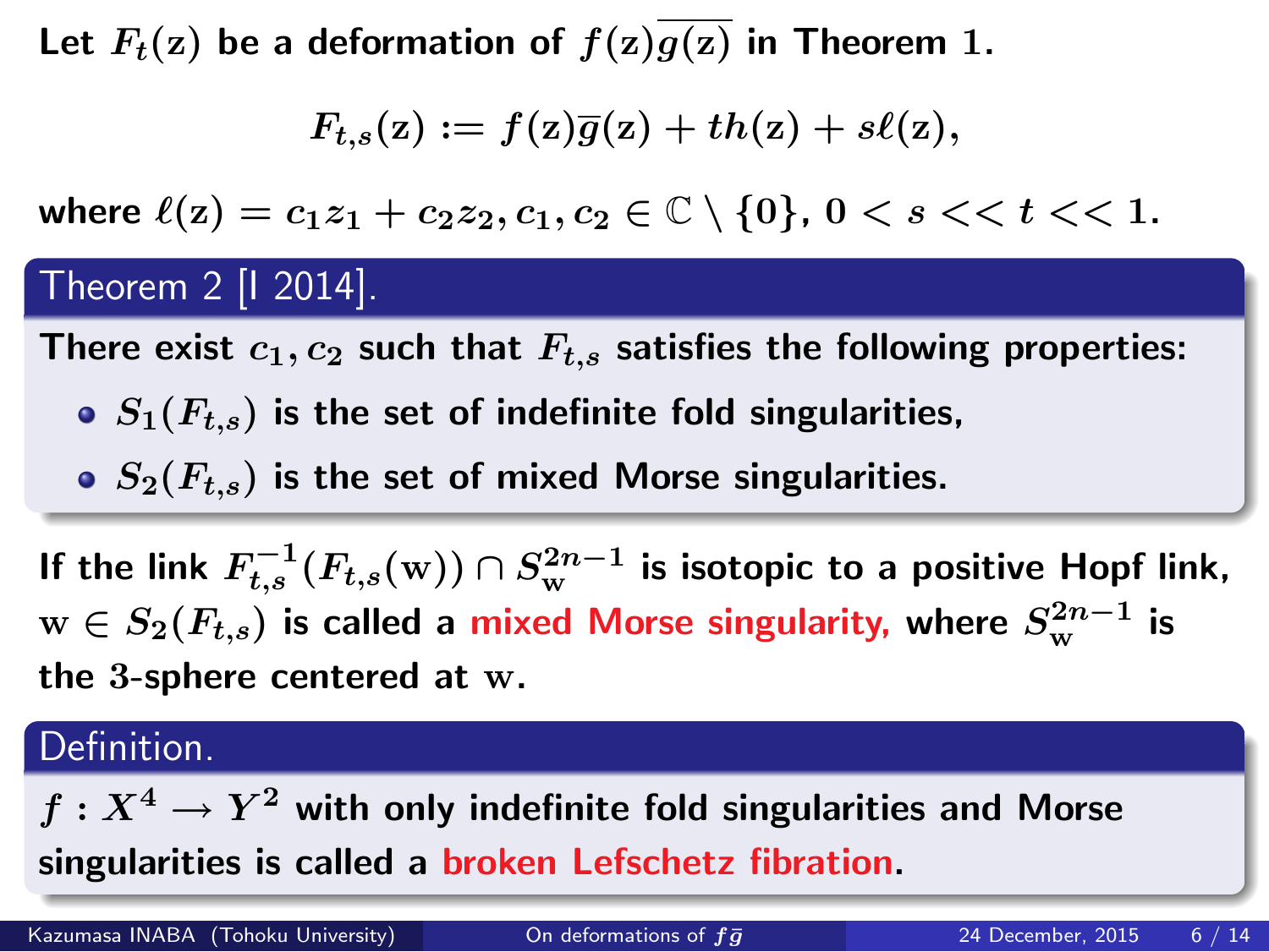Let $F_t(\mathrm{z})$ be a deformation of $f(\mathrm{z})\overline{g(\mathrm{z})}$ in Theorem 1.

$$F_{t,s}(\mathrm{z}) := f(\mathrm{z})\overline{g}(\mathrm{z}) + th(\mathrm{z}) + s\ell(\mathrm{z}),$$

where $\ell(\mathrm{z}) = c_1 z_1 + c_2 z_2$, $c_1, c_2 \in \mathbb{C} \setminus \{0\}$, $0 < s << t << 1$.

**Theorem 2 [I 2014].**

There exist $c_1, c_2$ such that $F_{t,s}$ satisfies the following properties:

- $S_1(F_{t,s})$ is the set of indefinite fold singularities,
- $S_2(F_{t,s})$ is the set of mixed Morse singularities.

If the link $F_{t,s}^{-1}(F_{t,s}(\mathrm{w})) \cap S_{\mathrm{w}}^{2n-1}$ is isotopic to a positive Hopf link, $\mathrm{w} \in S_2(F_{t,s})$ is called a **mixed Morse singularity,** where $S_{\mathrm{w}}^{2n-1}$ is the 3-sphere centered at $\mathrm{w}$.

**Definition.**

$f : X^4 \longrightarrow Y^2$ with only indefinite fold singularities and Morse singularities is called a **broken Lefschetz fibration**.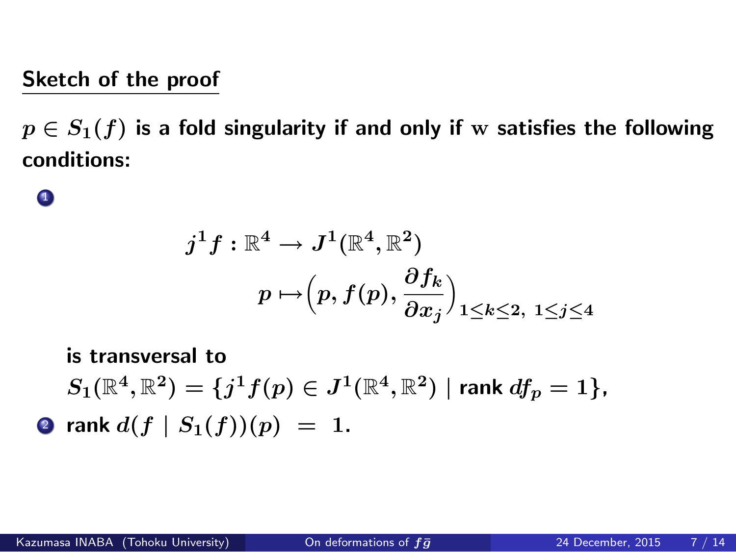## Sketch of the proof

$p \in S_1(f)$ is a fold singularity if and only if $\mathrm{w}$ satisfies the following conditions:

1. $$j^1 f : \mathbb{R}^4 \to J^1(\mathbb{R}^4, \mathbb{R}^2)$$
   $$p \mapsto \left(p, f(p), \frac{\partial f_k}{\partial x_j}\right)_{1 \leq k \leq 2,\ 1 \leq j \leq 4}$$
   is transversal to
   $S_1(\mathbb{R}^4, \mathbb{R}^2) = \{j^1 f(p) \in J^1(\mathbb{R}^4, \mathbb{R}^2) \mid \text{rank } df_p = 1\}$,
2. rank $d(f \mid S_1(f))(p) = 1$.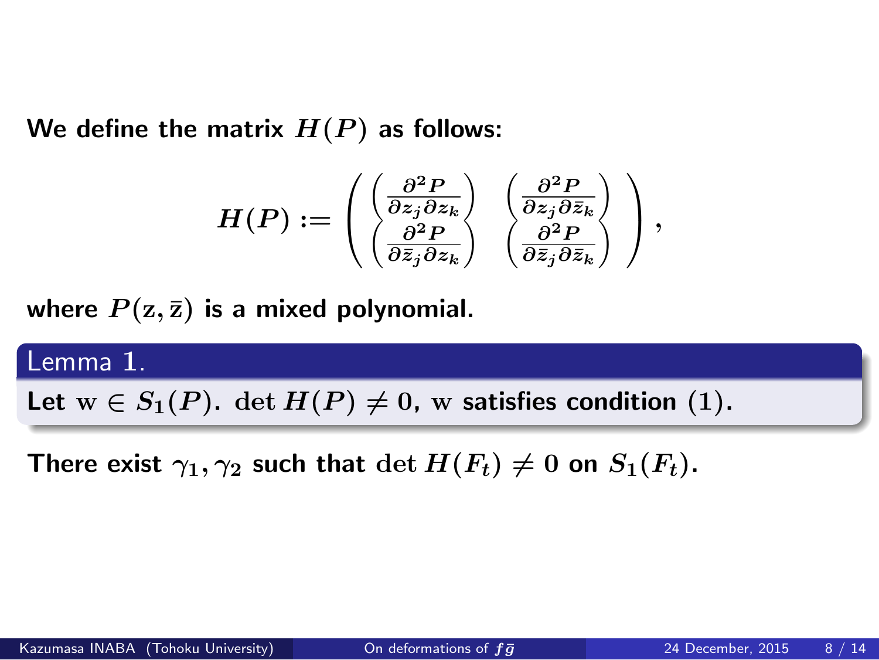**We define the matrix $H(P)$ as follows:**

$$H(P) := \begin{pmatrix} \left(\frac{\partial^2 P}{\partial z_j \partial z_k}\right) & \left(\frac{\partial^2 P}{\partial z_j \partial \bar{z}_k}\right) \\ \left(\frac{\partial^2 P}{\partial \bar{z}_j \partial z_k}\right) & \left(\frac{\partial^2 P}{\partial \bar{z}_j \partial \bar{z}_k}\right) \end{pmatrix},$$

**where $P(\mathrm{z}, \bar{\mathrm{z}})$ is a mixed polynomial.**

**Lemma 1.**

**Let $\mathrm{w} \in S_1(P)$. $\det H(P) \neq 0$, $\mathrm{w}$ satisfies condition $(1)$.**

**There exist $\gamma_1, \gamma_2$ such that $\det H(F_t) \neq 0$ on $S_1(F_t)$.**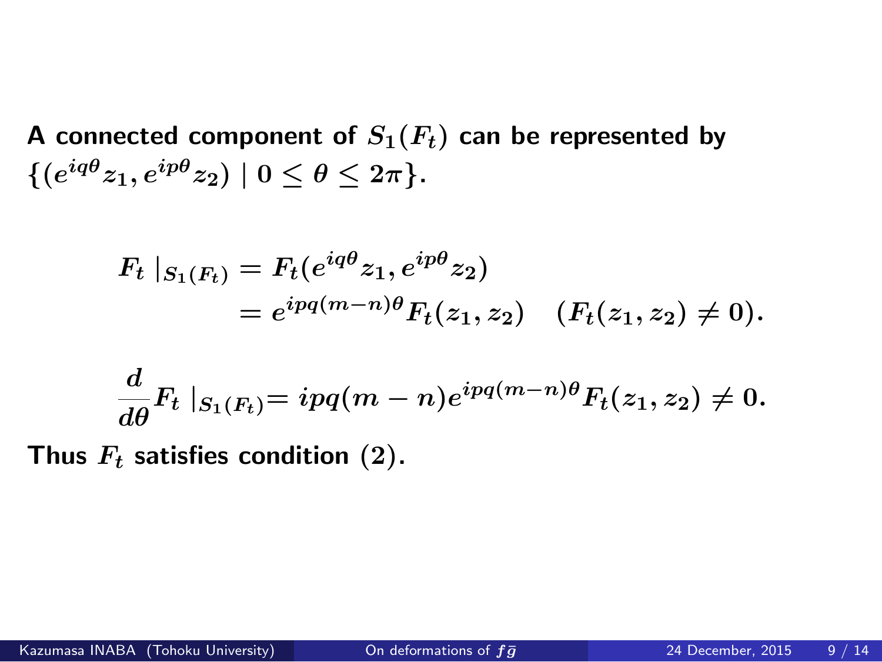**A connected component of $S_1(F_t)$ can be represented by $\{(e^{iq\theta}z_1, e^{ip\theta}z_2) \mid 0 \leq \theta \leq 2\pi\}$.**

$$
\begin{aligned}
F_t \mid_{S_1(F_t)} &= F_t(e^{iq\theta}z_1, e^{ip\theta}z_2) \\
&= e^{ipq(m-n)\theta}F_t(z_1, z_2) \quad (F_t(z_1, z_2) \neq 0).
\end{aligned}
$$

$$
\frac{d}{d\theta}F_t \mid_{S_1(F_t)} = ipq(m-n)e^{ipq(m-n)\theta}F_t(z_1, z_2) \neq 0.
$$

**Thus $F_t$ satisfies condition $(2)$.**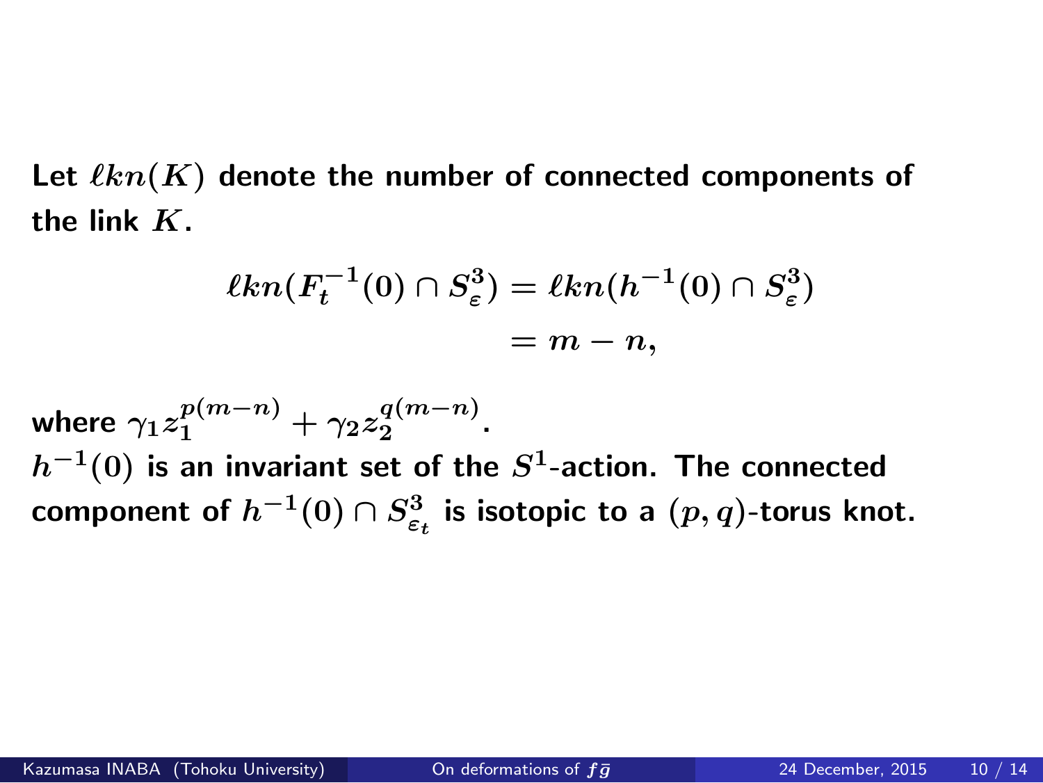Let $\ell kn(K)$ denote the number of connected components of the link $K$.

$$\begin{aligned} \ell kn(F_t^{-1}(0) \cap S_\varepsilon^3) &= \ell kn(h^{-1}(0) \cap S_\varepsilon^3) \\ &= m - n, \end{aligned}$$

where $\gamma_1 z_1^{p(m-n)} + \gamma_2 z_2^{q(m-n)}$.
$h^{-1}(0)$ is an invariant set of the $S^1$-action. The connected component of $h^{-1}(0) \cap S_{\varepsilon_t}^3$ is isotopic to a $(p, q)$-torus knot.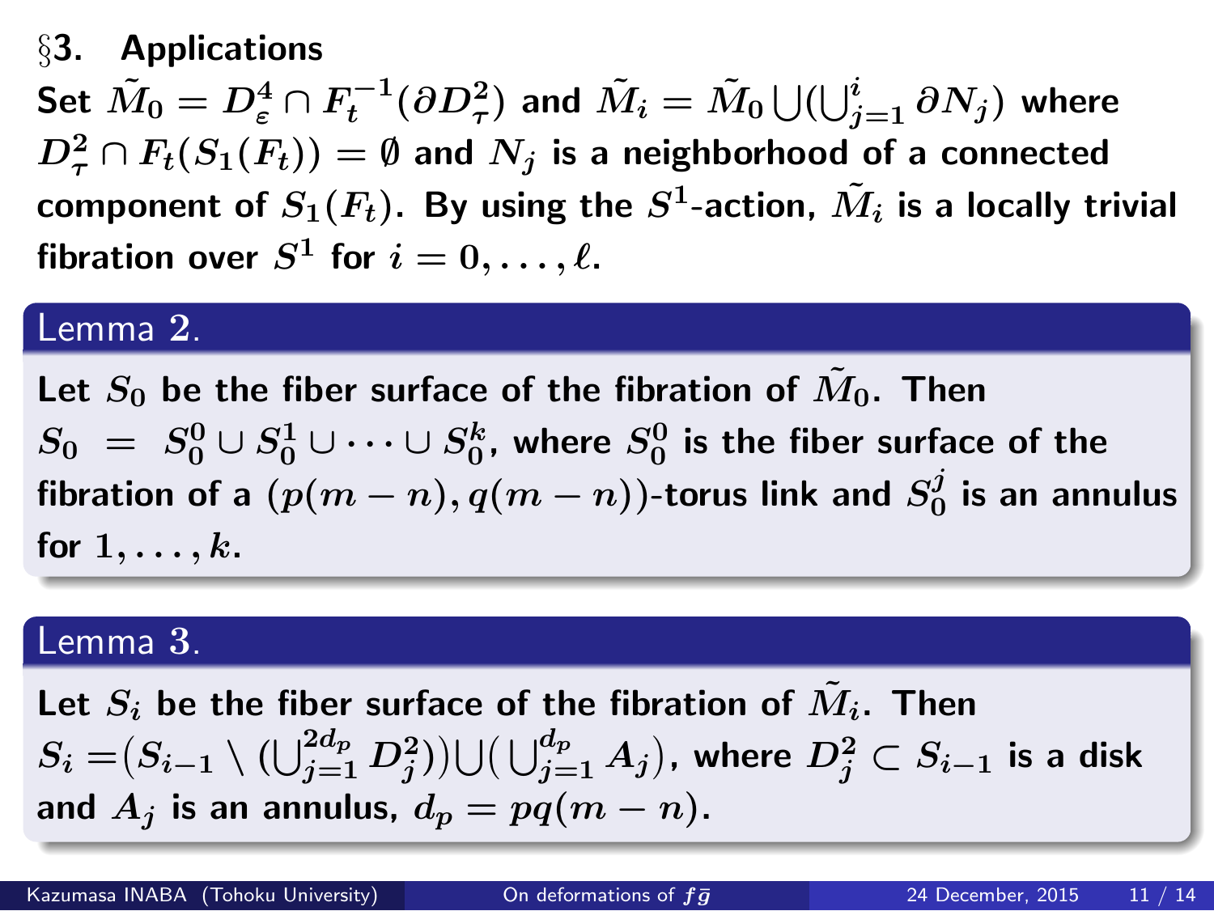## §3. Applications

Set $\tilde{M}_0 = D^4_\varepsilon \cap F_t^{-1}(\partial D^2_\tau)$ and $\tilde{M}_i = \tilde{M}_0 \bigcup (\bigcup_{j=1}^{i} \partial N_j)$ where $D^2_\tau \cap F_t(S_1(F_t)) = \emptyset$ and $N_j$ is a neighborhood of a connected component of $S_1(F_t)$. By using the $S^1$-action, $\tilde{M}_i$ is a locally trivial fibration over $S^1$ for $i = 0, \dots, \ell$.

**Lemma 2.**

Let $S_0$ be the fiber surface of the fibration of $\tilde{M}_0$. Then $S_0 \ = \ S_0^0 \cup S_0^1 \cup \cdots \cup S_0^k$, where $S_0^0$ is the fiber surface of the fibration of a $(p(m-n), q(m-n))$-torus link and $S_0^j$ is an annulus for $1, \dots, k$.

**Lemma 3.**

Let $S_i$ be the fiber surface of the fibration of $\tilde{M}_i$. Then $S_i = \big(S_{i-1} \setminus (\bigcup_{j=1}^{2d_p} D^2_j)\big) \bigcup \big(\bigcup_{j=1}^{d_p} A_j\big)$, where $D^2_j \subset S_{i-1}$ is a disk and $A_j$ is an annulus, $d_p = pq(m-n)$.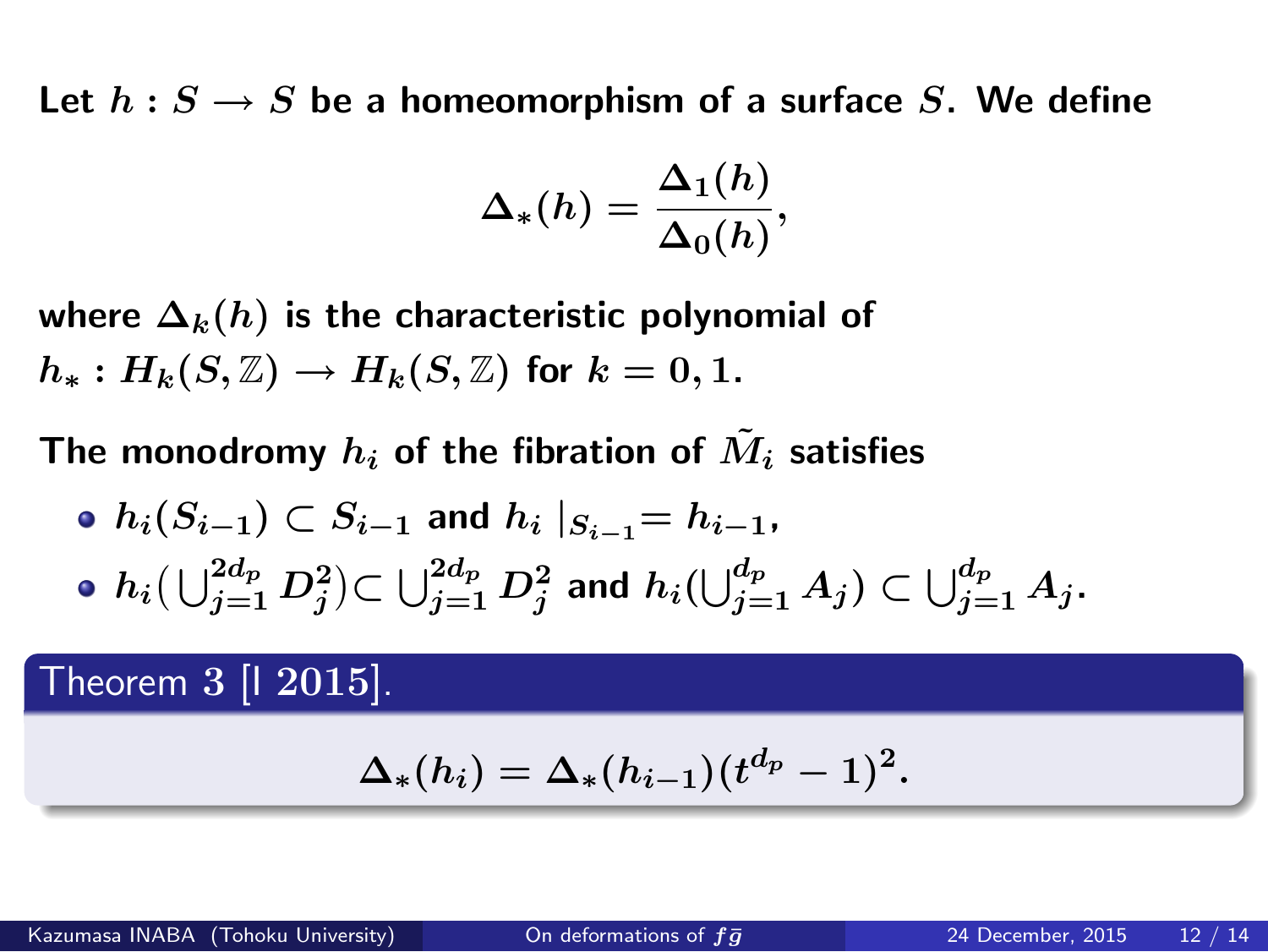Let $h : S \to S$ be a homeomorphism of a surface $S$. We define

$$\Delta_*(h) = \frac{\Delta_1(h)}{\Delta_0(h)},$$

where $\Delta_k(h)$ is the characteristic polynomial of $h_* : H_k(S, \mathbb{Z}) \to H_k(S, \mathbb{Z})$ for $k = 0, 1$.

The monodromy $h_i$ of the fibration of $\tilde{M}_i$ satisfies

- $h_i(S_{i-1}) \subset S_{i-1}$ and $h_i |_{S_{i-1}} = h_{i-1}$,
- $h_i\big(\bigcup_{j=1}^{2d_p} D_j^2\big) \subset \bigcup_{j=1}^{2d_p} D_j^2$ and $h_i(\bigcup_{j=1}^{d_p} A_j) \subset \bigcup_{j=1}^{d_p} A_j$.

**Theorem 3 [I 2015].**

$$\Delta_*(h_i) = \Delta_*(h_{i-1})(t^{d_p} - 1)^2.$$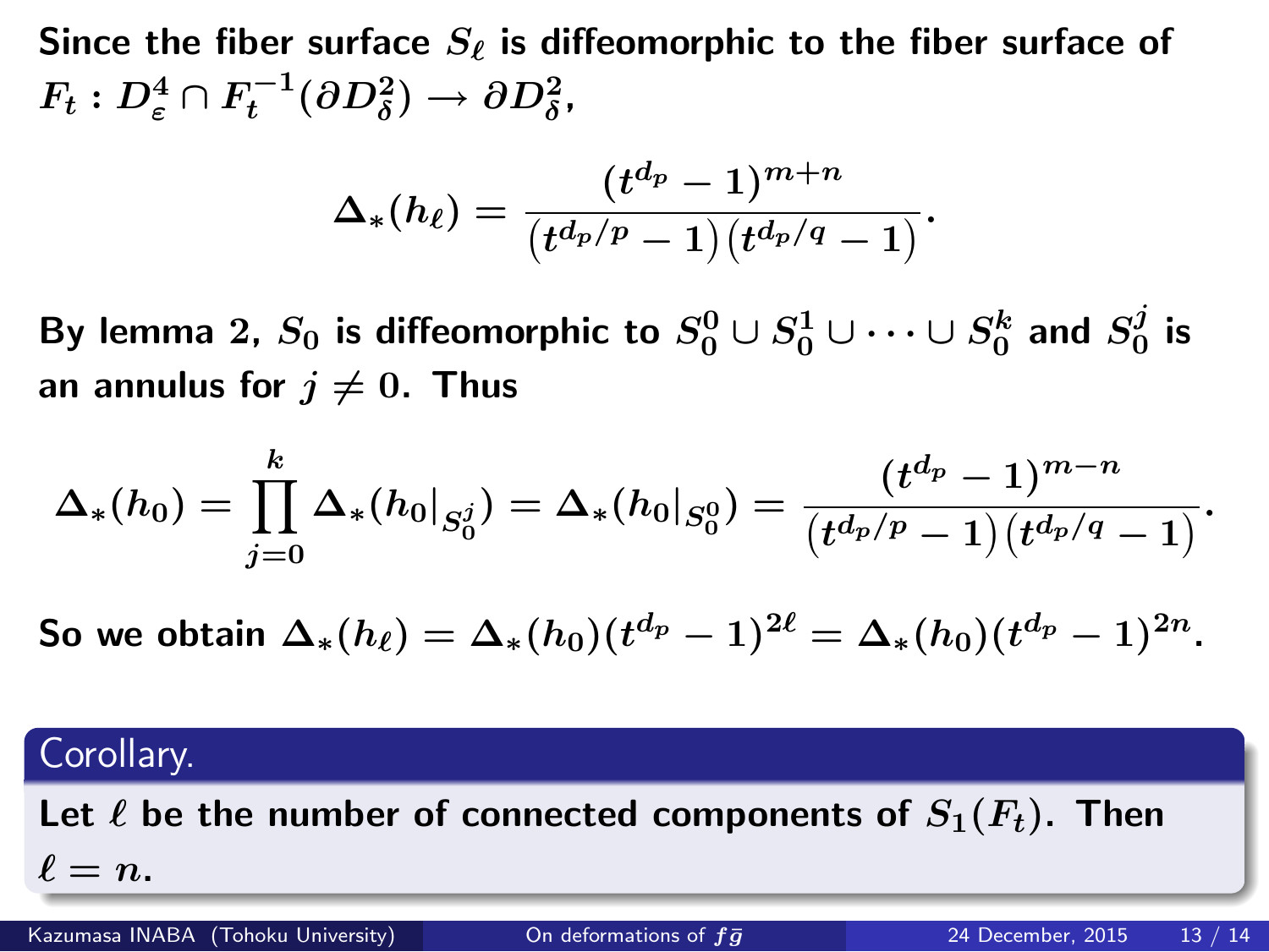Since the fiber surface $S_\ell$ is diffeomorphic to the fiber surface of $F_t : D^4_\varepsilon \cap F_t^{-1}(\partial D^2_\delta) \to \partial D^2_\delta$,

$$\Delta_*(h_\ell) = \frac{(t^{d_p} - 1)^{m+n}}{\left(t^{d_p/p} - 1\right)\left(t^{d_p/q} - 1\right)}.$$

By lemma 2, $S_0$ is diffeomorphic to $S_0^0 \cup S_0^1 \cup \cdots \cup S_0^k$ and $S_0^j$ is an annulus for $j \neq 0$. Thus

$$\Delta_*(h_0) = \prod_{j=0}^{k} \Delta_*(h_0|_{S_0^j}) = \Delta_*(h_0|_{S_0^0}) = \frac{(t^{d_p} - 1)^{m-n}}{\left(t^{d_p/p} - 1\right)\left(t^{d_p/q} - 1\right)}.$$

So we obtain $\Delta_*(h_\ell) = \Delta_*(h_0)(t^{d_p} - 1)^{2\ell} = \Delta_*(h_0)(t^{d_p} - 1)^{2n}$.

**Corollary.**

Let $\ell$ be the number of connected components of $S_1(F_t)$. Then $\ell = n$.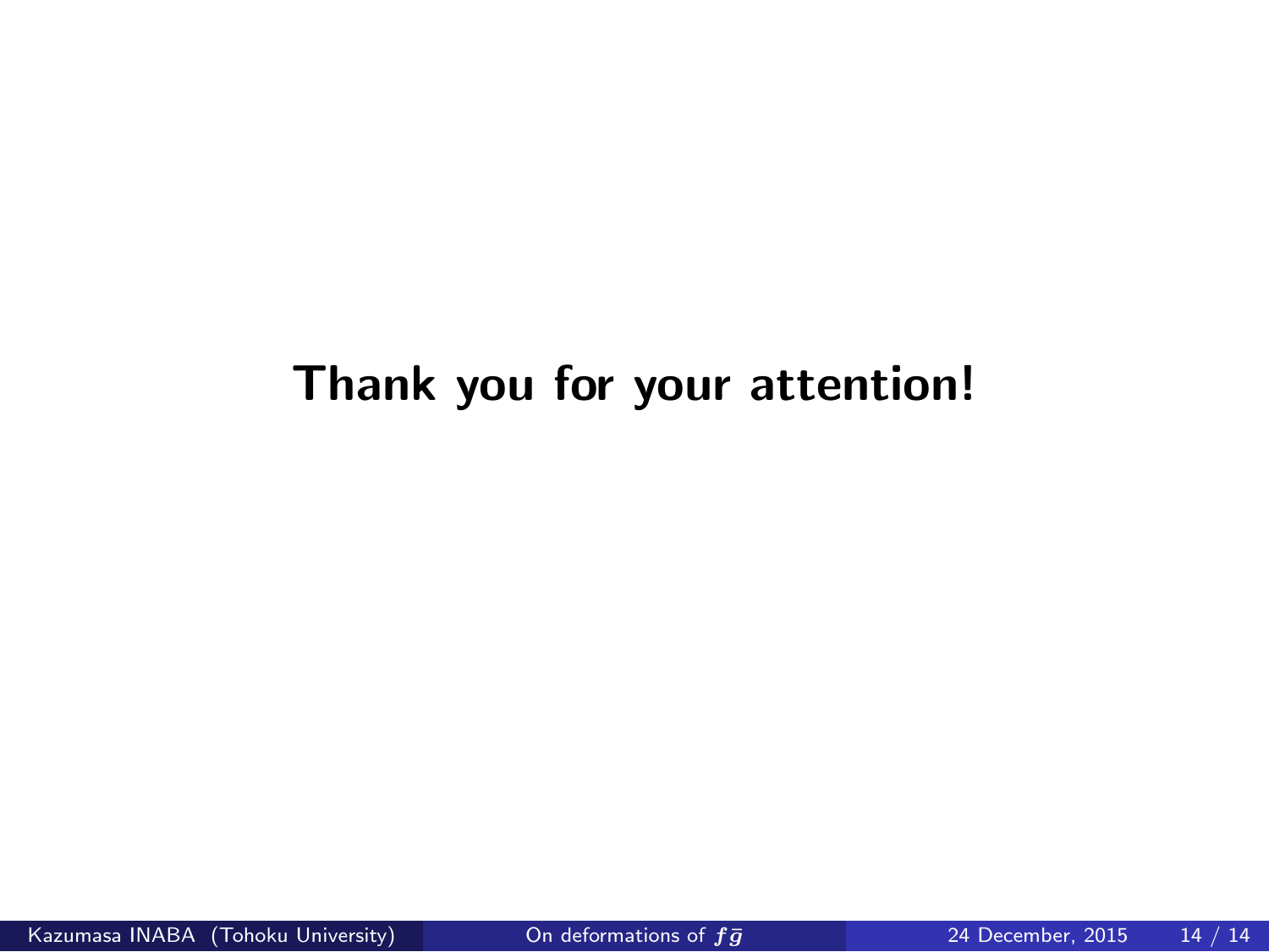**Thank you for your attention!**